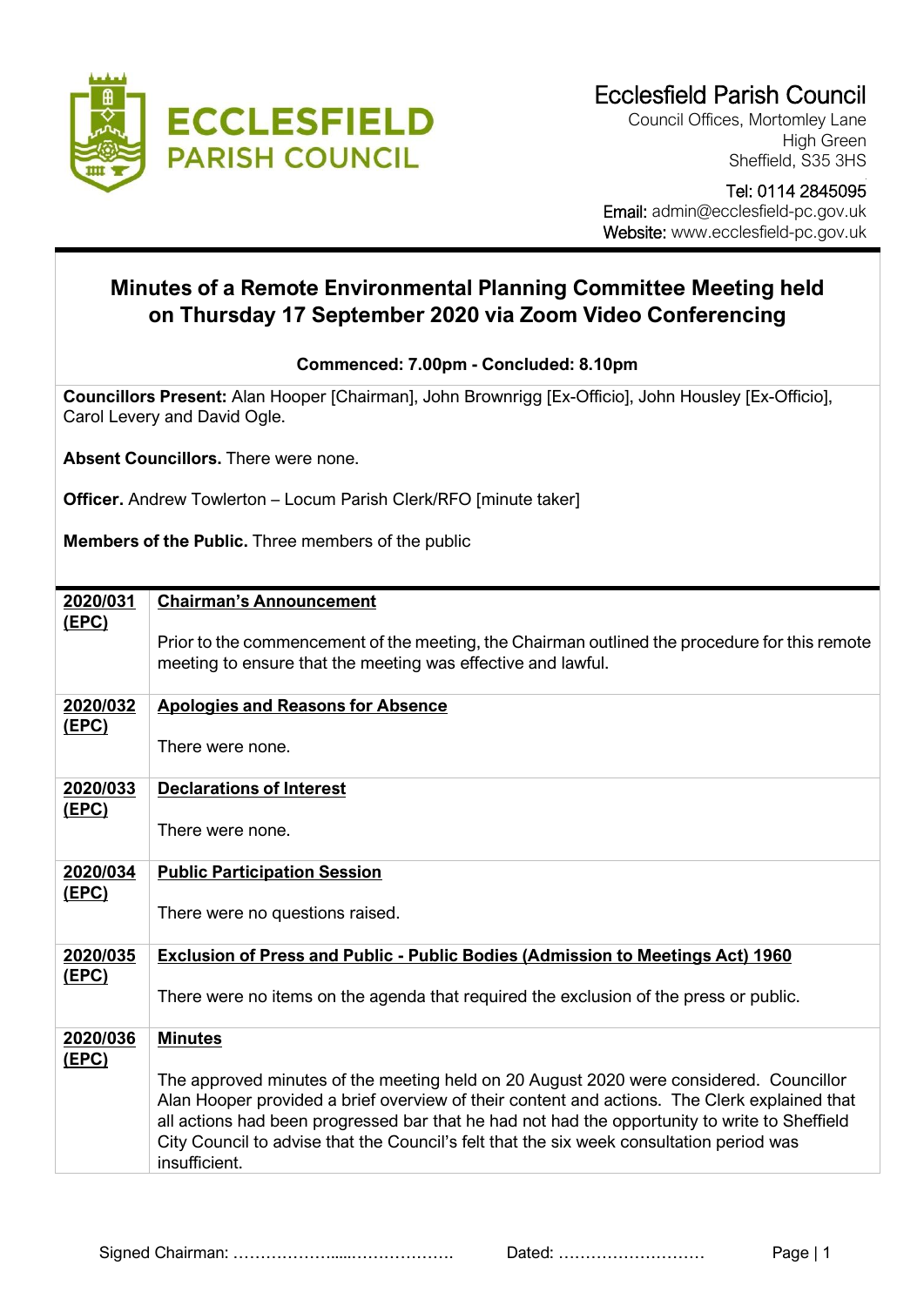**ECCLESFIELD PARISH COUNCIL**

Ecclesfield Parish Council
Council Offices, Mortomley Lane
High Green
Sheffield, S35 3HS

Tel: 0114 2845095
Email: admin@ecclesfield-pc.gov.uk
Website: www.ecclesfield-pc.gov.uk

# Minutes of a Remote Environmental Planning Committee Meeting held on Thursday 17 September 2020 via Zoom Video Conferencing

**Commenced: 7.00pm - Concluded: 8.10pm**

**Councillors Present:** Alan Hooper [Chairman], John Brownrigg [Ex-Officio], John Housley [Ex-Officio], Carol Levery and David Ogle.

**Absent Councillors.** There were none.

**Officer.** Andrew Towlerton – Locum Parish Clerk/RFO [minute taker]

**Members of the Public.** Three members of the public

| | |
|---|---|
| **2020/031 (EPC)** | **Chairman's Announcement**<br><br>Prior to the commencement of the meeting, the Chairman outlined the procedure for this remote meeting to ensure that the meeting was effective and lawful. |
| **2020/032 (EPC)** | **Apologies and Reasons for Absence**<br><br>There were none. |
| **2020/033 (EPC)** | **Declarations of Interest**<br><br>There were none. |
| **2020/034 (EPC)** | **Public Participation Session**<br><br>There were no questions raised. |
| **2020/035 (EPC)** | **Exclusion of Press and Public - Public Bodies (Admission to Meetings Act) 1960**<br><br>There were no items on the agenda that required the exclusion of the press or public. |
| **2020/036 (EPC)** | **Minutes**<br><br>The approved minutes of the meeting held on 20 August 2020 were considered. Councillor Alan Hooper provided a brief overview of their content and actions. The Clerk explained that all actions had been progressed bar that he had not had the opportunity to write to Sheffield City Council to advise that the Council's felt that the six week consultation period was insufficient. |

Signed Chairman: ……………….....………………. Dated: ………………………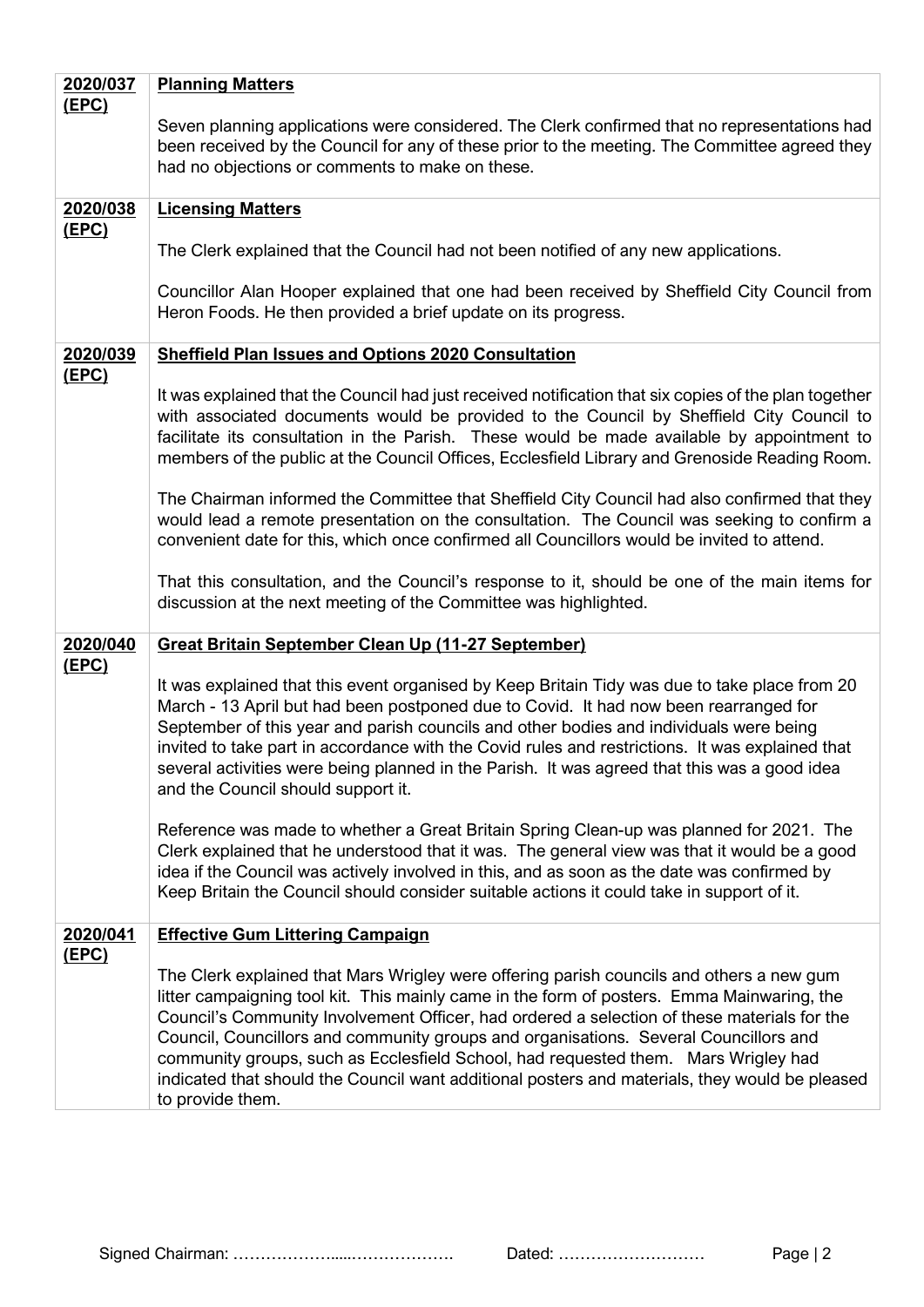| | |
|---|---|
| **2020/037 (EPC)** | **Planning Matters**<br><br>Seven planning applications were considered. The Clerk confirmed that no representations had been received by the Council for any of these prior to the meeting. The Committee agreed they had no objections or comments to make on these. |
| **2020/038 (EPC)** | **Licensing Matters**<br><br>The Clerk explained that the Council had not been notified of any new applications.<br><br>Councillor Alan Hooper explained that one had been received by Sheffield City Council from Heron Foods. He then provided a brief update on its progress. |
| **2020/039 (EPC)** | **Sheffield Plan Issues and Options 2020 Consultation**<br><br>It was explained that the Council had just received notification that six copies of the plan together with associated documents would be provided to the Council by Sheffield City Council to facilitate its consultation in the Parish. These would be made available by appointment to members of the public at the Council Offices, Ecclesfield Library and Grenoside Reading Room.<br><br>The Chairman informed the Committee that Sheffield City Council had also confirmed that they would lead a remote presentation on the consultation. The Council was seeking to confirm a convenient date for this, which once confirmed all Councillors would be invited to attend.<br><br>That this consultation, and the Council's response to it, should be one of the main items for discussion at the next meeting of the Committee was highlighted. |
| **2020/040 (EPC)** | **Great Britain September Clean Up (11-27 September)**<br><br>It was explained that this event organised by Keep Britain Tidy was due to take place from 20 March - 13 April but had been postponed due to Covid. It had now been rearranged for September of this year and parish councils and other bodies and individuals were being invited to take part in accordance with the Covid rules and restrictions. It was explained that several activities were being planned in the Parish. It was agreed that this was a good idea and the Council should support it.<br><br>Reference was made to whether a Great Britain Spring Clean-up was planned for 2021. The Clerk explained that he understood that it was. The general view was that it would be a good idea if the Council was actively involved in this, and as soon as the date was confirmed by Keep Britain the Council should consider suitable actions it could take in support of it. |
| **2020/041 (EPC)** | **Effective Gum Littering Campaign**<br><br>The Clerk explained that Mars Wrigley were offering parish councils and others a new gum litter campaigning tool kit. This mainly came in the form of posters. Emma Mainwaring, the Council's Community Involvement Officer, had ordered a selection of these materials for the Council, Councillors and community groups and organisations. Several Councillors and community groups, such as Ecclesfield School, had requested them. Mars Wrigley had indicated that should the Council want additional posters and materials, they would be pleased to provide them. |

Signed Chairman: ………………....………………. Dated: ………………………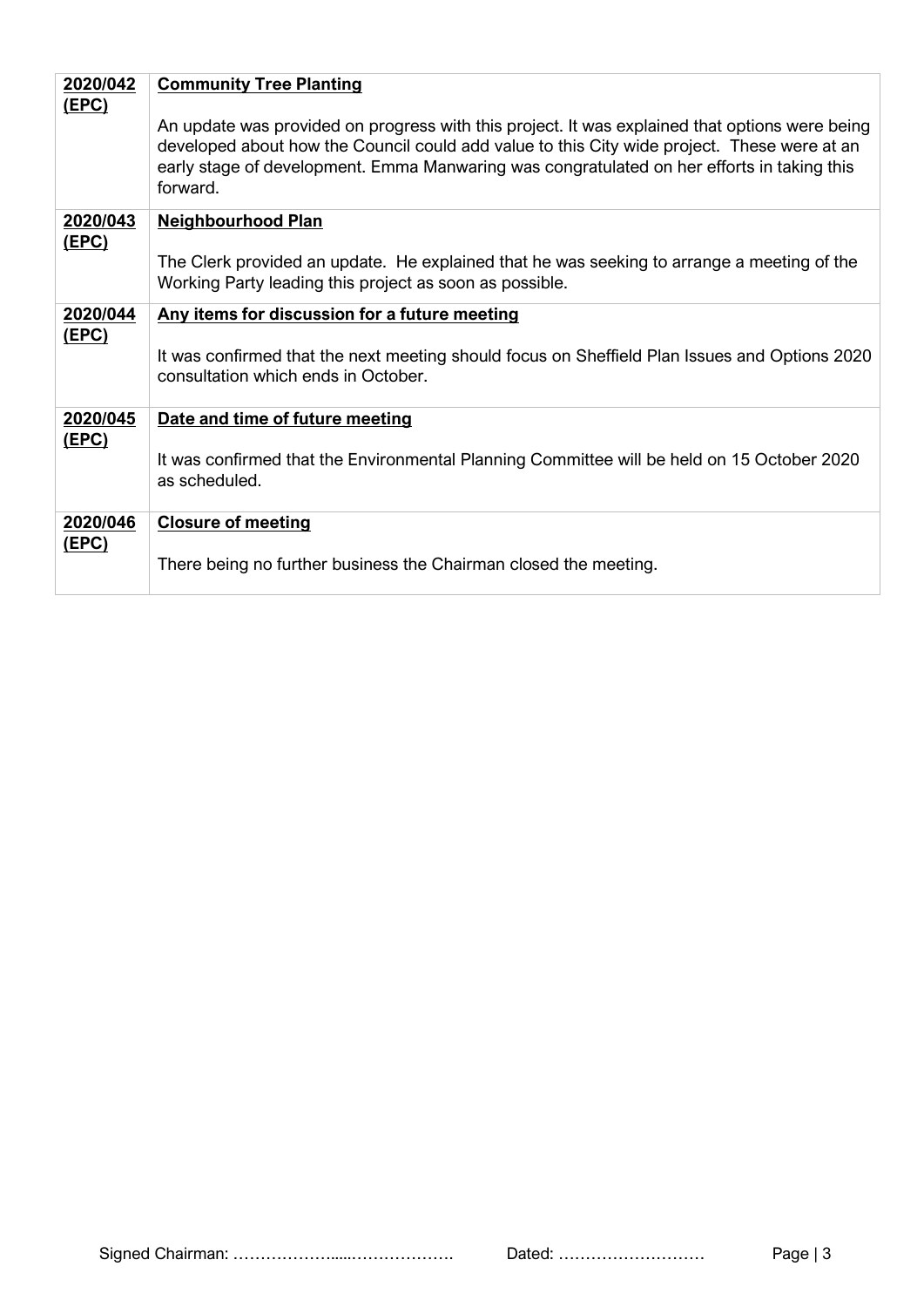| | |
|---|---|
| **2020/042 (EPC)** | **Community Tree Planting**<br><br>An update was provided on progress with this project. It was explained that options were being developed about how the Council could add value to this City wide project. These were at an early stage of development. Emma Manwaring was congratulated on her efforts in taking this forward. |
| **2020/043 (EPC)** | **Neighbourhood Plan**<br><br>The Clerk provided an update. He explained that he was seeking to arrange a meeting of the Working Party leading this project as soon as possible. |
| **2020/044 (EPC)** | **Any items for discussion for a future meeting**<br><br>It was confirmed that the next meeting should focus on Sheffield Plan Issues and Options 2020 consultation which ends in October. |
| **2020/045 (EPC)** | **Date and time of future meeting**<br><br>It was confirmed that the Environmental Planning Committee will be held on 15 October 2020 as scheduled. |
| **2020/046 (EPC)** | **Closure of meeting**<br><br>There being no further business the Chairman closed the meeting. |

Signed Chairman: ………………....………………. Dated: ………………………